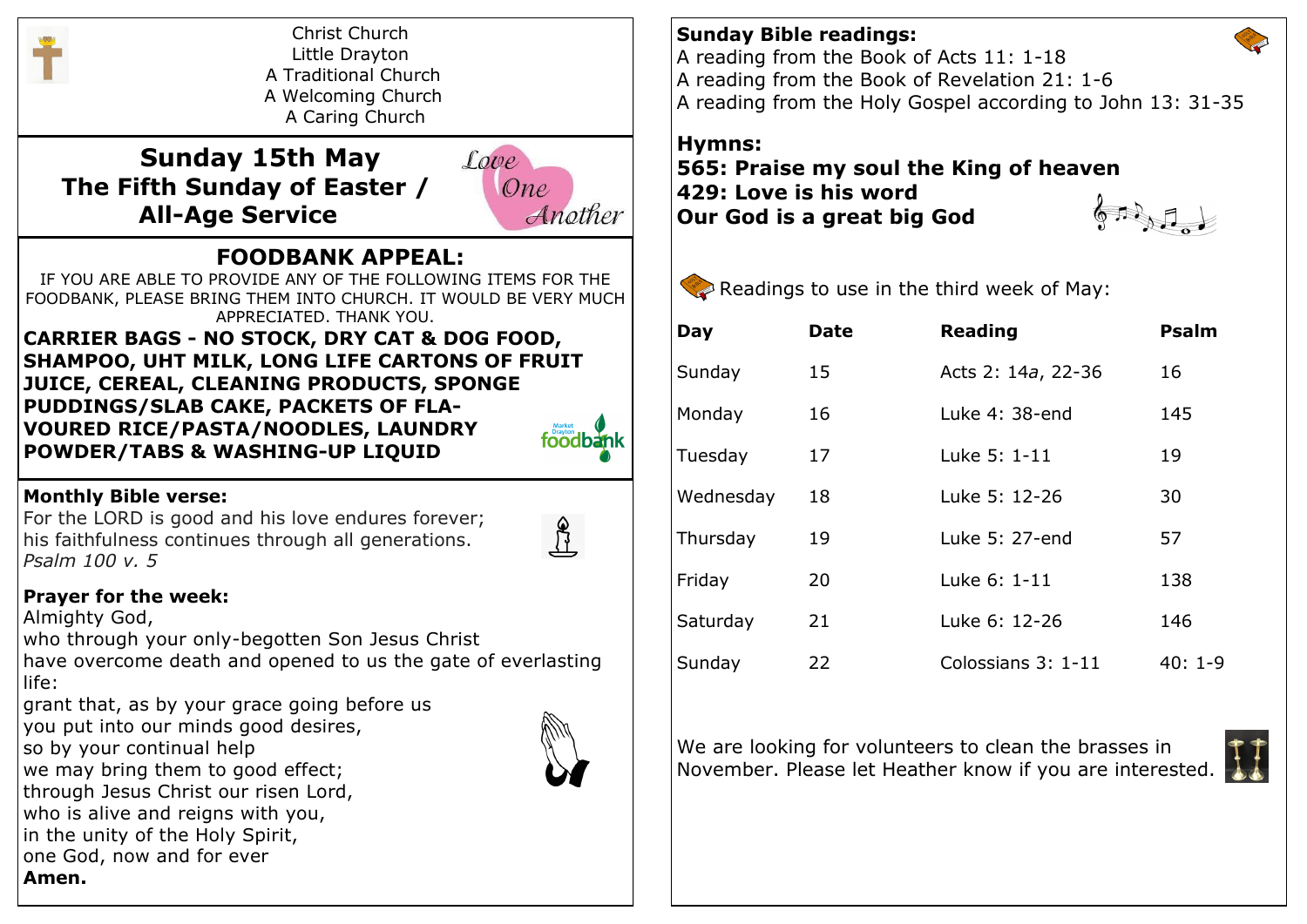Christ Church
Little Drayton
A Traditional Church
A Welcoming Church
A Caring Church

# Sunday 15th May
# The Fifth Sunday of Easter / All-Age Service

Love One Another

## FOODBANK APPEAL:

IF YOU ARE ABLE TO PROVIDE ANY OF THE FOLLOWING ITEMS FOR THE FOODBANK, PLEASE BRING THEM INTO CHURCH. IT WOULD BE VERY MUCH APPRECIATED. THANK YOU.

**CARRIER BAGS - NO STOCK, DRY CAT & DOG FOOD, SHAMPOO, UHT MILK, LONG LIFE CARTONS OF FRUIT JUICE, CEREAL, CLEANING PRODUCTS, SPONGE PUDDINGS/SLAB CAKE, PACKETS OF FLAVOURED RICE/PASTA/NOODLES, LAUNDRY POWDER/TABS & WASHING-UP LIQUID**

Market Drayton foodbank

**Monthly Bible verse:**

For the LORD is good and his love endures forever;
his faithfulness continues through all generations.
*Psalm 100 v. 5*

**Prayer for the week:**

Almighty God,
who through your only-begotten Son Jesus Christ
have overcome death and opened to us the gate of everlasting life:
grant that, as by your grace going before us
you put into our minds good desires,
so by your continual help
we may bring them to good effect;
through Jesus Christ our risen Lord,
who is alive and reigns with you,
in the unity of the Holy Spirit,
one God, now and for ever
**Amen.**

**Sunday Bible readings:**

A reading from the Book of Acts 11: 1-18
A reading from the Book of Revelation 21: 1-6
A reading from the Holy Gospel according to John 13: 31-35

**Hymns:**

**565: Praise my soul the King of heaven**
**429: Love is his word**
**Our God is a great big God**

Readings to use in the third week of May:

| Day | Date | Reading | Psalm |
|---|---|---|---|
| Sunday | 15 | Acts 2: 14*a*, 22-36 | 16 |
| Monday | 16 | Luke 4: 38-end | 145 |
| Tuesday | 17 | Luke 5: 1-11 | 19 |
| Wednesday | 18 | Luke 5: 12-26 | 30 |
| Thursday | 19 | Luke 5: 27-end | 57 |
| Friday | 20 | Luke 6: 1-11 | 138 |
| Saturday | 21 | Luke 6: 12-26 | 146 |
| Sunday | 22 | Colossians 3: 1-11 | 40: 1-9 |

We are looking for volunteers to clean the brasses in November. Please let Heather know if you are interested.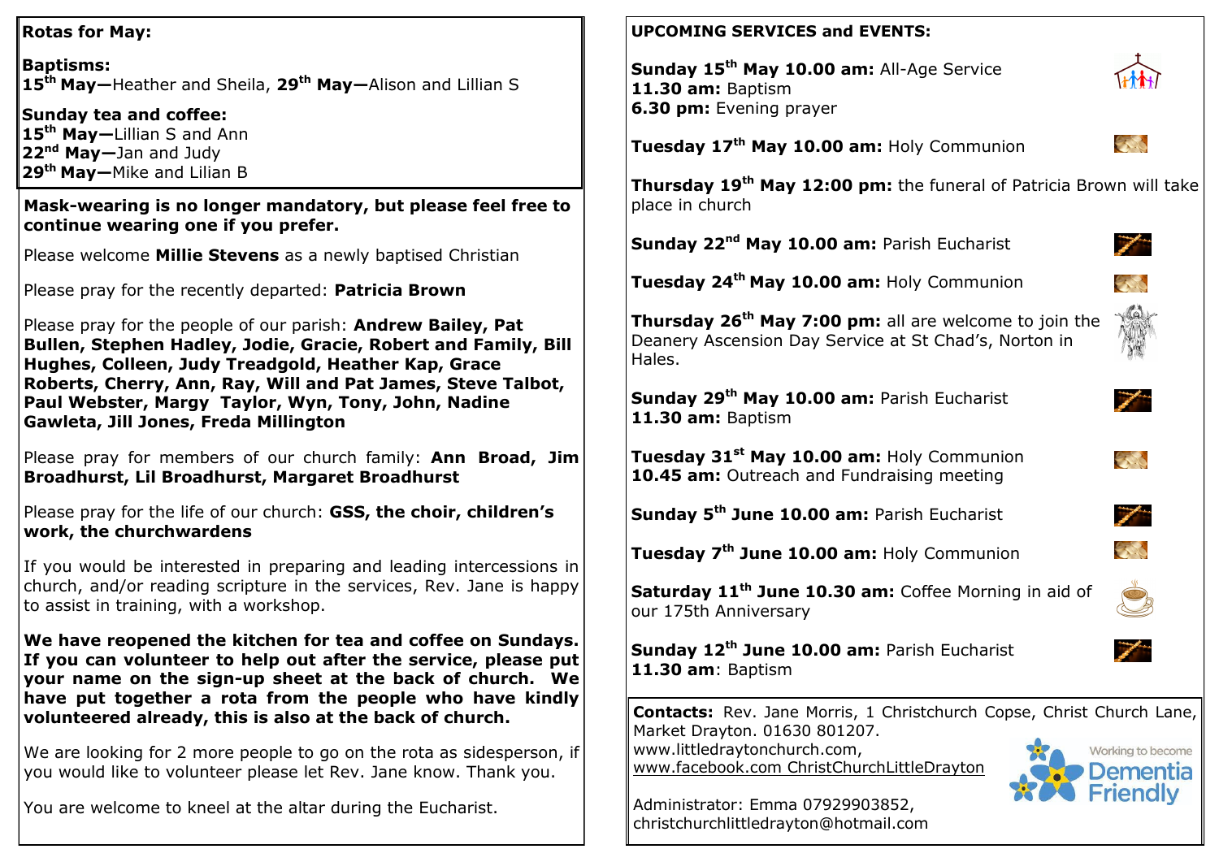**Rotas for May:**

**Baptisms:**
**15th May—**Heather and Sheila, **29th May—**Alison and Lillian S

**Sunday tea and coffee:**
**15th May—**Lillian S and Ann
**22nd May—**Jan and Judy
**29th May—**Mike and Lilian B

**Mask-wearing is no longer mandatory, but please feel free to continue wearing one if you prefer.**

Please welcome **Millie Stevens** as a newly baptised Christian

Please pray for the recently departed: **Patricia Brown**

Please pray for the people of our parish: **Andrew Bailey, Pat Bullen, Stephen Hadley, Jodie, Gracie, Robert and Family, Bill Hughes, Colleen, Judy Treadgold, Heather Kap, Grace Roberts, Cherry, Ann, Ray, Will and Pat James, Steve Talbot, Paul Webster, Margy Taylor, Wyn, Tony, John, Nadine Gawleta, Jill Jones, Freda Millington**

Please pray for members of our church family: **Ann Broad, Jim Broadhurst, Lil Broadhurst, Margaret Broadhurst**

Please pray for the life of our church: **GSS, the choir, children's work, the churchwardens**

If you would be interested in preparing and leading intercessions in church, and/or reading scripture in the services, Rev. Jane is happy to assist in training, with a workshop.

**We have reopened the kitchen for tea and coffee on Sundays. If you can volunteer to help out after the service, please put your name on the sign-up sheet at the back of church. We have put together a rota from the people who have kindly volunteered already, this is also at the back of church.**

We are looking for 2 more people to go on the rota as sidesperson, if you would like to volunteer please let Rev. Jane know. Thank you.

You are welcome to kneel at the altar during the Eucharist.

**UPCOMING SERVICES and EVENTS:**

**Sunday 15th May 10.00 am:** All-Age Service
**11.30 am:** Baptism
**6.30 pm:** Evening prayer

**Tuesday 17th May 10.00 am:** Holy Communion

**Thursday 19th May 12:00 pm:** the funeral of Patricia Brown will take place in church

**Sunday 22nd May 10.00 am:** Parish Eucharist

**Tuesday 24th May 10.00 am:** Holy Communion

**Thursday 26th May 7:00 pm:** all are welcome to join the Deanery Ascension Day Service at St Chad's, Norton in Hales.

**Sunday 29th May 10.00 am:** Parish Eucharist
**11.30 am:** Baptism

**Tuesday 31st May 10.00 am:** Holy Communion
**10.45 am:** Outreach and Fundraising meeting

**Sunday 5th June 10.00 am:** Parish Eucharist

**Tuesday 7th June 10.00 am:** Holy Communion

**Saturday 11th June 10.30 am:** Coffee Morning in aid of our 175th Anniversary

**Sunday 12th June 10.00 am:** Parish Eucharist
**11.30 am**: Baptism

**Contacts:** Rev. Jane Morris, 1 Christchurch Copse, Christ Church Lane, Market Drayton. 01630 801207.
www.littledraytonchurch.com,
www.facebook.com ChristChurchLittleDrayton

Working to become Dementia Friendly

Administrator: Emma 07929903852,
christchurchlittledrayton@hotmail.com